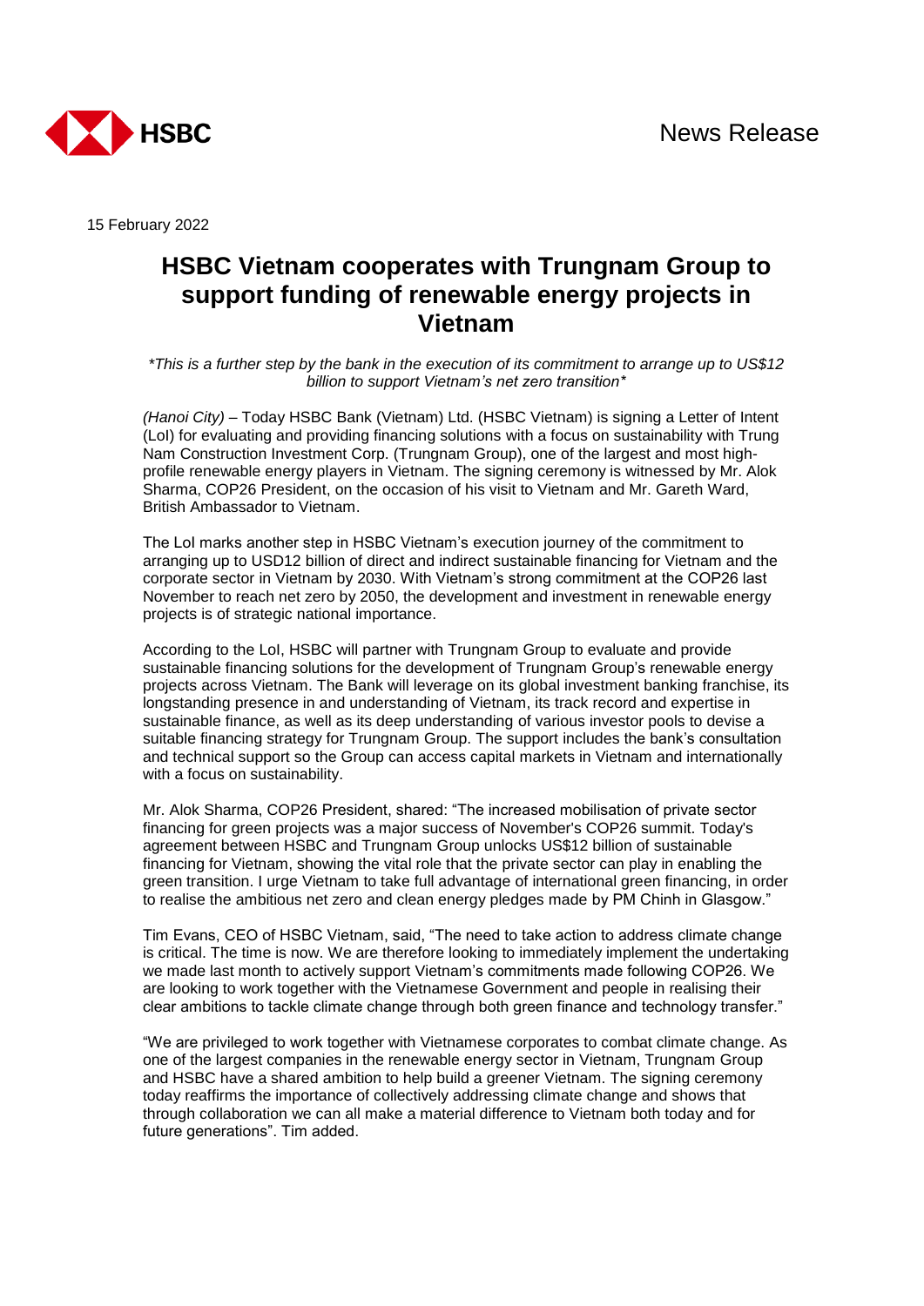HSBC

News Release

15 February 2022

# HSBC Vietnam cooperates with Trungnam Group to support funding of renewable energy projects in Vietnam

*\*This is a further step by the bank in the execution of its commitment to arrange up to US$12 billion to support Vietnam's net zero transition\**

*(Hanoi City)* – Today HSBC Bank (Vietnam) Ltd. (HSBC Vietnam) is signing a Letter of Intent (LoI) for evaluating and providing financing solutions with a focus on sustainability with Trung Nam Construction Investment Corp. (Trungnam Group), one of the largest and most high-profile renewable energy players in Vietnam. The signing ceremony is witnessed by Mr. Alok Sharma, COP26 President, on the occasion of his visit to Vietnam and Mr. Gareth Ward, British Ambassador to Vietnam.

The LoI marks another step in HSBC Vietnam's execution journey of the commitment to arranging up to USD12 billion of direct and indirect sustainable financing for Vietnam and the corporate sector in Vietnam by 2030. With Vietnam's strong commitment at the COP26 last November to reach net zero by 2050, the development and investment in renewable energy projects is of strategic national importance.

According to the LoI, HSBC will partner with Trungnam Group to evaluate and provide sustainable financing solutions for the development of Trungnam Group's renewable energy projects across Vietnam. The Bank will leverage on its global investment banking franchise, its longstanding presence in and understanding of Vietnam, its track record and expertise in sustainable finance, as well as its deep understanding of various investor pools to devise a suitable financing strategy for Trungnam Group. The support includes the bank's consultation and technical support so the Group can access capital markets in Vietnam and internationally with a focus on sustainability.

Mr. Alok Sharma, COP26 President, shared: "The increased mobilisation of private sector financing for green projects was a major success of November's COP26 summit. Today's agreement between HSBC and Trungnam Group unlocks US$12 billion of sustainable financing for Vietnam, showing the vital role that the private sector can play in enabling the green transition. I urge Vietnam to take full advantage of international green financing, in order to realise the ambitious net zero and clean energy pledges made by PM Chinh in Glasgow."

Tim Evans, CEO of HSBC Vietnam, said, "The need to take action to address climate change is critical. The time is now. We are therefore looking to immediately implement the undertaking we made last month to actively support Vietnam's commitments made following COP26. We are looking to work together with the Vietnamese Government and people in realising their clear ambitions to tackle climate change through both green finance and technology transfer."

"We are privileged to work together with Vietnamese corporates to combat climate change. As one of the largest companies in the renewable energy sector in Vietnam, Trungnam Group and HSBC have a shared ambition to help build a greener Vietnam. The signing ceremony today reaffirms the importance of collectively addressing climate change and shows that through collaboration we can all make a material difference to Vietnam both today and for future generations". Tim added.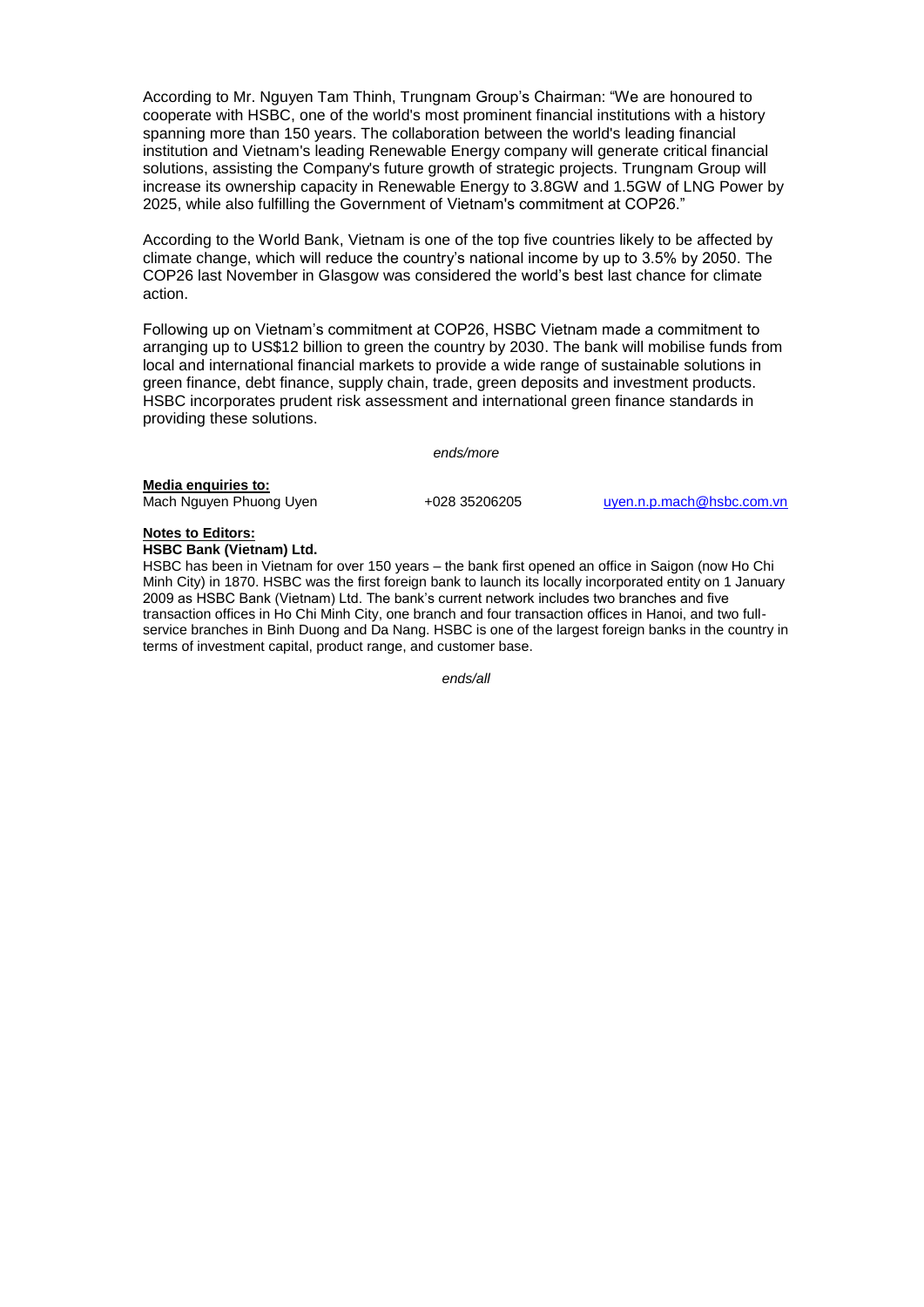According to Mr. Nguyen Tam Thinh, Trungnam Group's Chairman: "We are honoured to cooperate with HSBC, one of the world's most prominent financial institutions with a history spanning more than 150 years. The collaboration between the world's leading financial institution and Vietnam's leading Renewable Energy company will generate critical financial solutions, assisting the Company's future growth of strategic projects. Trungnam Group will increase its ownership capacity in Renewable Energy to 3.8GW and 1.5GW of LNG Power by 2025, while also fulfilling the Government of Vietnam's commitment at COP26."

According to the World Bank, Vietnam is one of the top five countries likely to be affected by climate change, which will reduce the country's national income by up to 3.5% by 2050. The COP26 last November in Glasgow was considered the world's best last chance for climate action.

Following up on Vietnam's commitment at COP26, HSBC Vietnam made a commitment to arranging up to US$12 billion to green the country by 2030. The bank will mobilise funds from local and international financial markets to provide a wide range of sustainable solutions in green finance, debt finance, supply chain, trade, green deposits and investment products. HSBC incorporates prudent risk assessment and international green finance standards in providing these solutions.

*ends/more*

**Media enquiries to:**

Mach Nguyen Phuong Uyen +028 35206205 uyen.n.p.mach@hsbc.com.vn

**Notes to Editors:**

**HSBC Bank (Vietnam) Ltd.**

HSBC has been in Vietnam for over 150 years – the bank first opened an office in Saigon (now Ho Chi Minh City) in 1870. HSBC was the first foreign bank to launch its locally incorporated entity on 1 January 2009 as HSBC Bank (Vietnam) Ltd. The bank's current network includes two branches and five transaction offices in Ho Chi Minh City, one branch and four transaction offices in Hanoi, and two full-service branches in Binh Duong and Da Nang. HSBC is one of the largest foreign banks in the country in terms of investment capital, product range, and customer base.

*ends/all*